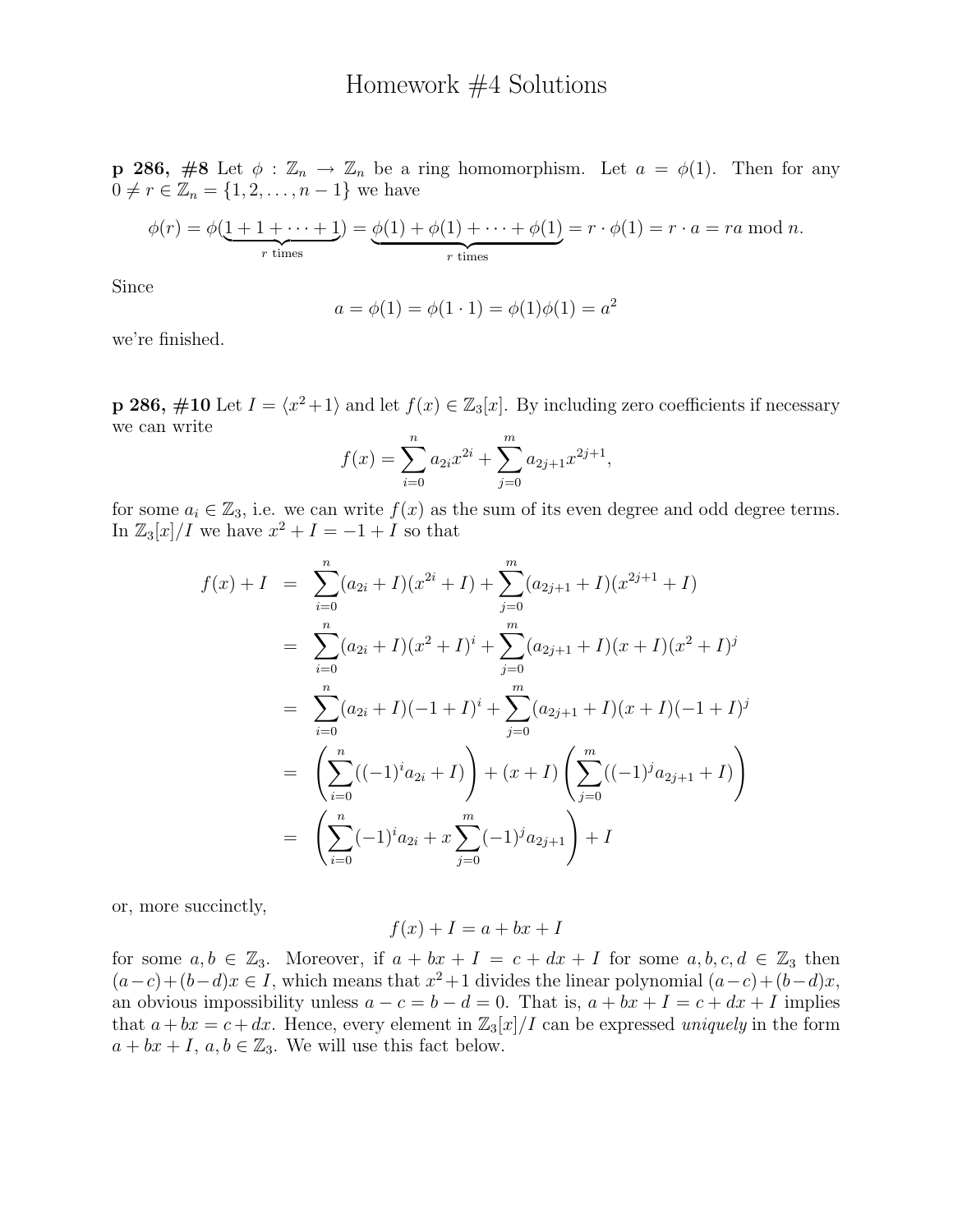# Homework #4 Solutions

**p 286, #8** Let $\phi : \mathbb{Z}_n \to \mathbb{Z}_n$ be a ring homomorphism. Let $a = \phi(1)$. Then for any $0 \neq r \in \mathbb{Z}_n = \{1, 2, \ldots, n-1\}$ we have

$$\phi(r) = \phi(\underbrace{1 + 1 + \cdots + 1}_{r \text{ times}}) = \underbrace{\phi(1) + \phi(1) + \cdots + \phi(1)}_{r \text{ times}} = r \cdot \phi(1) = r \cdot a = ra \bmod n.$$

Since

$$a = \phi(1) = \phi(1 \cdot 1) = \phi(1)\phi(1) = a^2$$

we're finished.

**p 286, #10** Let $I = \langle x^2 + 1 \rangle$ and let $f(x) \in \mathbb{Z}_3[x]$. By including zero coefficients if necessary we can write

$$f(x) = \sum_{i=0}^{n} a_{2i}x^{2i} + \sum_{j=0}^{m} a_{2j+1}x^{2j+1},$$

for some $a_i \in \mathbb{Z}_3$, i.e. we can write $f(x)$ as the sum of its even degree and odd degree terms. In $\mathbb{Z}_3[x]/I$ we have $x^2 + I = -1 + I$ so that

$$\begin{aligned}
f(x) + I &= \sum_{i=0}^{n}(a_{2i} + I)(x^{2i} + I) + \sum_{j=0}^{m}(a_{2j+1} + I)(x^{2j+1} + I) \\
&= \sum_{i=0}^{n}(a_{2i} + I)(x^2 + I)^i + \sum_{j=0}^{m}(a_{2j+1} + I)(x + I)(x^2 + I)^j \\
&= \sum_{i=0}^{n}(a_{2i} + I)(-1 + I)^i + \sum_{j=0}^{m}(a_{2j+1} + I)(x + I)(-1 + I)^j \\
&= \left(\sum_{i=0}^{n}((-1)^i a_{2i} + I)\right) + (x + I)\left(\sum_{j=0}^{m}((-1)^j a_{2j+1} + I)\right) \\
&= \left(\sum_{i=0}^{n}(-1)^i a_{2i} + x\sum_{j=0}^{m}(-1)^j a_{2j+1}\right) + I
\end{aligned}$$

or, more succinctly,

$$f(x) + I = a + bx + I$$

for some $a, b \in \mathbb{Z}_3$. Moreover, if $a + bx + I = c + dx + I$ for some $a, b, c, d \in \mathbb{Z}_3$ then $(a-c)+(b-d)x \in I$, which means that $x^2+1$ divides the linear polynomial $(a-c)+(b-d)x$, an obvious impossibility unless $a - c = b - d = 0$. That is, $a + bx + I = c + dx + I$ implies that $a + bx = c + dx$. Hence, every element in $\mathbb{Z}_3[x]/I$ can be expressed *uniquely* in the form $a + bx + I$, $a, b \in \mathbb{Z}_3$. We will use this fact below.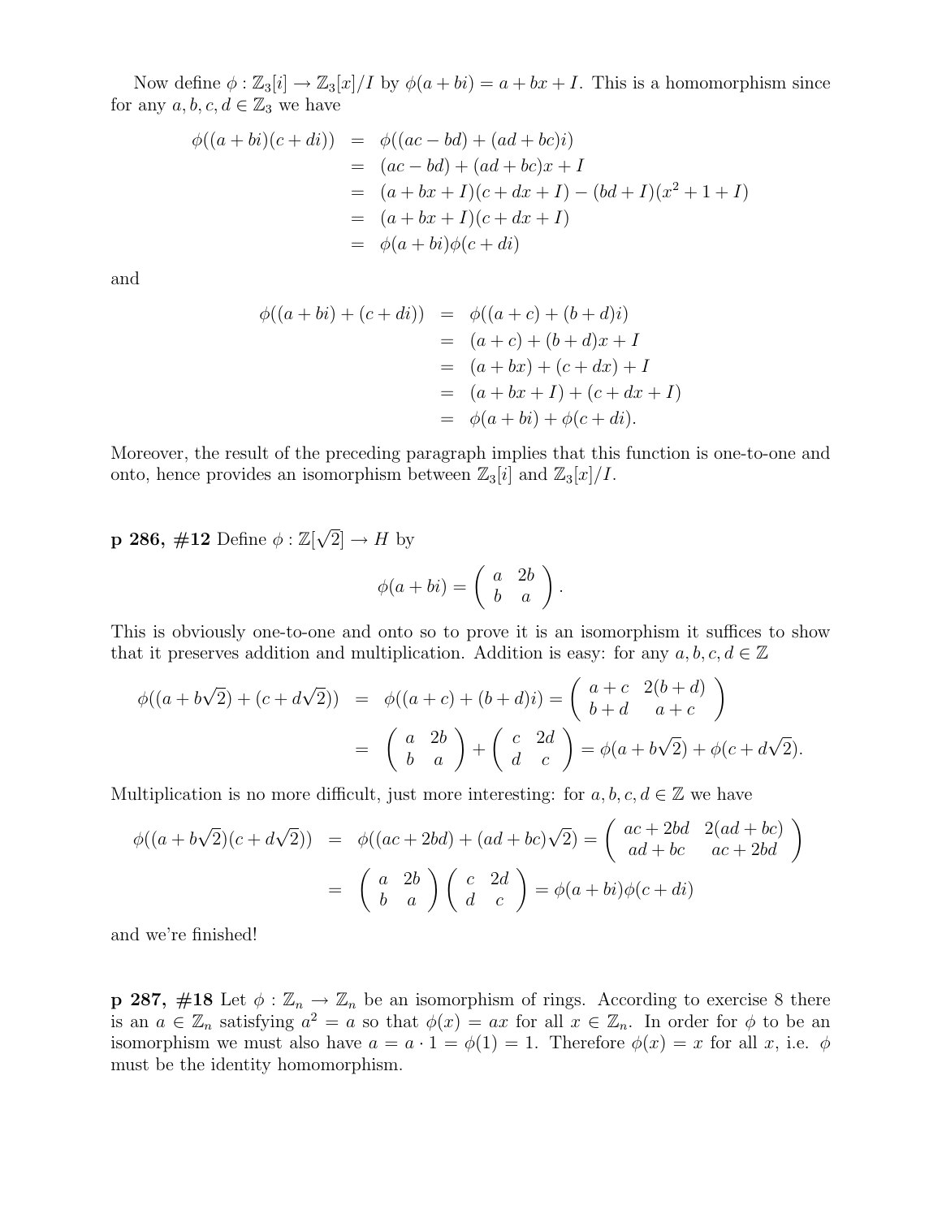Now define $\phi : \mathbb{Z}_3[i] \to \mathbb{Z}_3[x]/I$ by $\phi(a + bi) = a + bx + I$. This is a homomorphism since for any $a, b, c, d \in \mathbb{Z}_3$ we have

$$
\begin{aligned}
\phi((a + bi)(c + di)) &= \phi((ac - bd) + (ad + bc)i) \\
&= (ac - bd) + (ad + bc)x + I \\
&= (a + bx + I)(c + dx + I) - (bd + I)(x^2 + 1 + I) \\
&= (a + bx + I)(c + dx + I) \\
&= \phi(a + bi)\phi(c + di)
\end{aligned}
$$

and

$$
\begin{aligned}
\phi((a + bi) + (c + di)) &= \phi((a + c) + (b + d)i) \\
&= (a + c) + (b + d)x + I \\
&= (a + bx) + (c + dx) + I \\
&= (a + bx + I) + (c + dx + I) \\
&= \phi(a + bi) + \phi(c + di).
\end{aligned}
$$

Moreover, the result of the preceding paragraph implies that this function is one-to-one and onto, hence provides an isomorphism between $\mathbb{Z}_3[i]$ and $\mathbb{Z}_3[x]/I$.

**p 286, #12** Define $\phi : \mathbb{Z}[\sqrt{2}] \to H$ by

$$
\phi(a + bi) = \begin{pmatrix} a & 2b \\ b & a \end{pmatrix}.
$$

This is obviously one-to-one and onto so to prove it is an isomorphism it suffices to show that it preserves addition and multiplication. Addition is easy: for any $a, b, c, d \in \mathbb{Z}$

$$
\begin{aligned}
\phi((a + b\sqrt{2}) + (c + d\sqrt{2})) &= \phi((a + c) + (b + d)i) = \begin{pmatrix} a + c & 2(b + d) \\ b + d & a + c \end{pmatrix} \\
&= \begin{pmatrix} a & 2b \\ b & a \end{pmatrix} + \begin{pmatrix} c & 2d \\ d & c \end{pmatrix} = \phi(a + b\sqrt{2}) + \phi(c + d\sqrt{2}).
\end{aligned}
$$

Multiplication is no more difficult, just more interesting: for $a, b, c, d \in \mathbb{Z}$ we have

$$
\begin{aligned}
\phi((a + b\sqrt{2})(c + d\sqrt{2})) &= \phi((ac + 2bd) + (ad + bc)\sqrt{2}) = \begin{pmatrix} ac + 2bd & 2(ad + bc) \\ ad + bc & ac + 2bd \end{pmatrix} \\
&= \begin{pmatrix} a & 2b \\ b & a \end{pmatrix} \begin{pmatrix} c & 2d \\ d & c \end{pmatrix} = \phi(a + bi)\phi(c + di)
\end{aligned}
$$

and we're finished!

**p 287, #18** Let $\phi : \mathbb{Z}_n \to \mathbb{Z}_n$ be an isomorphism of rings. According to exercise 8 there is an $a \in \mathbb{Z}_n$ satisfying $a^2 = a$ so that $\phi(x) = ax$ for all $x \in \mathbb{Z}_n$. In order for $\phi$ to be an isomorphism we must also have $a = a \cdot 1 = \phi(1) = 1$. Therefore $\phi(x) = x$ for all $x$, i.e. $\phi$ must be the identity homomorphism.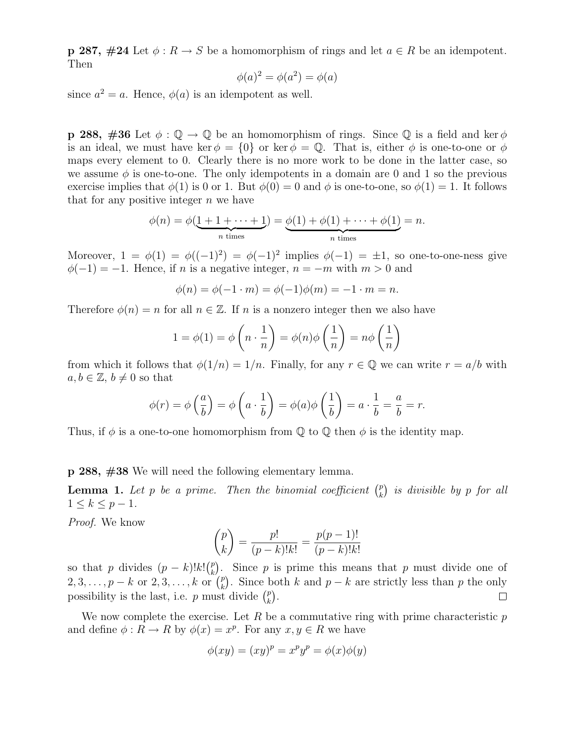**p 287, #24** Let $\phi : R \to S$ be a homomorphism of rings and let $a \in R$ be an idempotent. Then

$$\phi(a)^2 = \phi(a^2) = \phi(a)$$

since $a^2 = a$. Hence, $\phi(a)$ is an idempotent as well.

**p 288, #36** Let $\phi : \mathbb{Q} \to \mathbb{Q}$ be an homomorphism of rings. Since $\mathbb{Q}$ is a field and $\ker \phi$ is an ideal, we must have $\ker \phi = \{0\}$ or $\ker \phi = \mathbb{Q}$. That is, either $\phi$ is one-to-one or $\phi$ maps every element to 0. Clearly there is no more work to be done in the latter case, so we assume $\phi$ is one-to-one. The only idempotents in a domain are 0 and 1 so the previous exercise implies that $\phi(1)$ is 0 or 1. But $\phi(0) = 0$ and $\phi$ is one-to-one, so $\phi(1) = 1$. It follows that for any positive integer $n$ we have

$$\phi(n) = \phi(\underbrace{1 + 1 + \cdots + 1}_{n \text{ times}}) = \underbrace{\phi(1) + \phi(1) + \cdots + \phi(1)}_{n \text{ times}} = n.$$

Moreover, $1 = \phi(1) = \phi((-1)^2) = \phi(-1)^2$ implies $\phi(-1) = \pm 1$, so one-to-one-ness give $\phi(-1) = -1$. Hence, if $n$ is a negative integer, $n = -m$ with $m > 0$ and

$$\phi(n) = \phi(-1 \cdot m) = \phi(-1)\phi(m) = -1 \cdot m = n.$$

Therefore $\phi(n) = n$ for all $n \in \mathbb{Z}$. If $n$ is a nonzero integer then we also have

$$1 = \phi(1) = \phi\left(n \cdot \frac{1}{n}\right) = \phi(n)\phi\left(\frac{1}{n}\right) = n\phi\left(\frac{1}{n}\right)$$

from which it follows that $\phi(1/n) = 1/n$. Finally, for any $r \in \mathbb{Q}$ we can write $r = a/b$ with $a, b \in \mathbb{Z}$, $b \neq 0$ so that

$$\phi(r) = \phi\left(\frac{a}{b}\right) = \phi\left(a \cdot \frac{1}{b}\right) = \phi(a)\phi\left(\frac{1}{b}\right) = a \cdot \frac{1}{b} = \frac{a}{b} = r.$$

Thus, if $\phi$ is a one-to-one homomorphism from $\mathbb{Q}$ to $\mathbb{Q}$ then $\phi$ is the identity map.

**p 288, #38** We will need the following elementary lemma.

**Lemma 1.** *Let $p$ be a prime. Then the binomial coefficient $\binom{p}{k}$ is divisible by $p$ for all $1 \leq k \leq p - 1$.*

*Proof.* We know

$$\binom{p}{k} = \frac{p!}{(p-k)!k!} = \frac{p(p-1)!}{(p-k)!k!}$$

so that $p$ divides $(p-k)!k!\binom{p}{k}$. Since $p$ is prime this means that $p$ must divide one of $2, 3, \ldots, p-k$ or $2, 3, \ldots, k$ or $\binom{p}{k}$. Since both $k$ and $p - k$ are strictly less than $p$ the only possibility is the last, i.e. $p$ must divide $\binom{p}{k}$. □

We now complete the exercise. Let $R$ be a commutative ring with prime characteristic $p$ and define $\phi : R \to R$ by $\phi(x) = x^p$. For any $x, y \in R$ we have

$$\phi(xy) = (xy)^p = x^p y^p = \phi(x)\phi(y)$$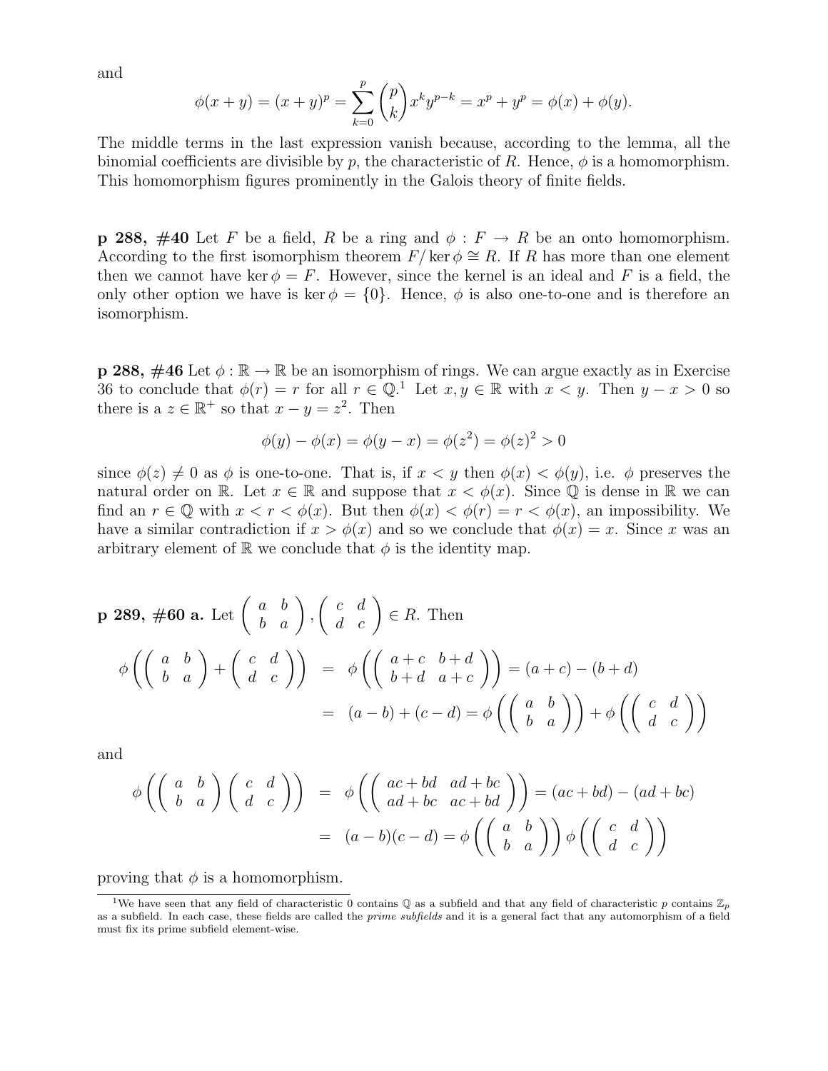and

$$\phi(x+y) = (x+y)^p = \sum_{k=0}^{p} \binom{p}{k} x^k y^{p-k} = x^p + y^p = \phi(x) + \phi(y).$$

The middle terms in the last expression vanish because, according to the lemma, all the binomial coefficients are divisible by $p$, the characteristic of $R$. Hence, $\phi$ is a homomorphism. This homomorphism figures prominently in the Galois theory of finite fields.

**p 288, #40** Let $F$ be a field, $R$ be a ring and $\phi : F \to R$ be an onto homomorphism. According to the first isomorphism theorem $F/\ker\phi \cong R$. If $R$ has more than one element then we cannot have $\ker\phi = F$. However, since the kernel is an ideal and $F$ is a field, the only other option we have is $\ker\phi = \{0\}$. Hence, $\phi$ is also one-to-one and is therefore an isomorphism.

**p 288, #46** Let $\phi : \mathbb{R} \to \mathbb{R}$ be an isomorphism of rings. We can argue exactly as in Exercise 36 to conclude that $\phi(r) = r$ for all $r \in \mathbb{Q}$.[1] Let $x, y \in \mathbb{R}$ with $x < y$. Then $y - x > 0$ so there is a $z \in \mathbb{R}^+$ so that $x - y = z^2$. Then

$$\phi(y) - \phi(x) = \phi(y - x) = \phi(z^2) = \phi(z)^2 > 0$$

since $\phi(z) \neq 0$ as $\phi$ is one-to-one. That is, if $x < y$ then $\phi(x) < \phi(y)$, i.e. $\phi$ preserves the natural order on $\mathbb{R}$. Let $x \in \mathbb{R}$ and suppose that $x < \phi(x)$. Since $\mathbb{Q}$ is dense in $\mathbb{R}$ we can find an $r \in \mathbb{Q}$ with $x < r < \phi(x)$. But then $\phi(x) < \phi(r) = r < \phi(x)$, an impossibility. We have a similar contradiction if $x > \phi(x)$ and so we conclude that $\phi(x) = x$. Since $x$ was an arbitrary element of $\mathbb{R}$ we conclude that $\phi$ is the identity map.

**p 289, #60 a.** Let $\begin{pmatrix} a & b \\ b & a \end{pmatrix}, \begin{pmatrix} c & d \\ d & c \end{pmatrix} \in R$. Then

$$\begin{aligned}
\phi\left( \begin{pmatrix} a & b \\ b & a \end{pmatrix} + \begin{pmatrix} c & d \\ d & c \end{pmatrix} \right) &= \phi\left( \begin{pmatrix} a+c & b+d \\ b+d & a+c \end{pmatrix} \right) = (a+c) - (b+d) \\
&= (a-b) + (c-d) = \phi\left( \begin{pmatrix} a & b \\ b & a \end{pmatrix} \right) + \phi\left( \begin{pmatrix} c & d \\ d & c \end{pmatrix} \right)
\end{aligned}$$

and

$$\begin{aligned}
\phi\left( \begin{pmatrix} a & b \\ b & a \end{pmatrix} \begin{pmatrix} c & d \\ d & c \end{pmatrix} \right) &= \phi\left( \begin{pmatrix} ac+bd & ad+bc \\ ad+bc & ac+bd \end{pmatrix} \right) = (ac+bd) - (ad+bc) \\
&= (a-b)(c-d) = \phi\left( \begin{pmatrix} a & b \\ b & a \end{pmatrix} \right) \phi\left( \begin{pmatrix} c & d \\ d & c \end{pmatrix} \right)
\end{aligned}$$

proving that $\phi$ is a homomorphism.

[1] We have seen that any field of characteristic 0 contains $\mathbb{Q}$ as a subfield and that any field of characteristic $p$ contains $\mathbb{Z}_p$ as a subfield. In each case, these fields are called the *prime subfields* and it is a general fact that any automorphism of a field must fix its prime subfield element-wise.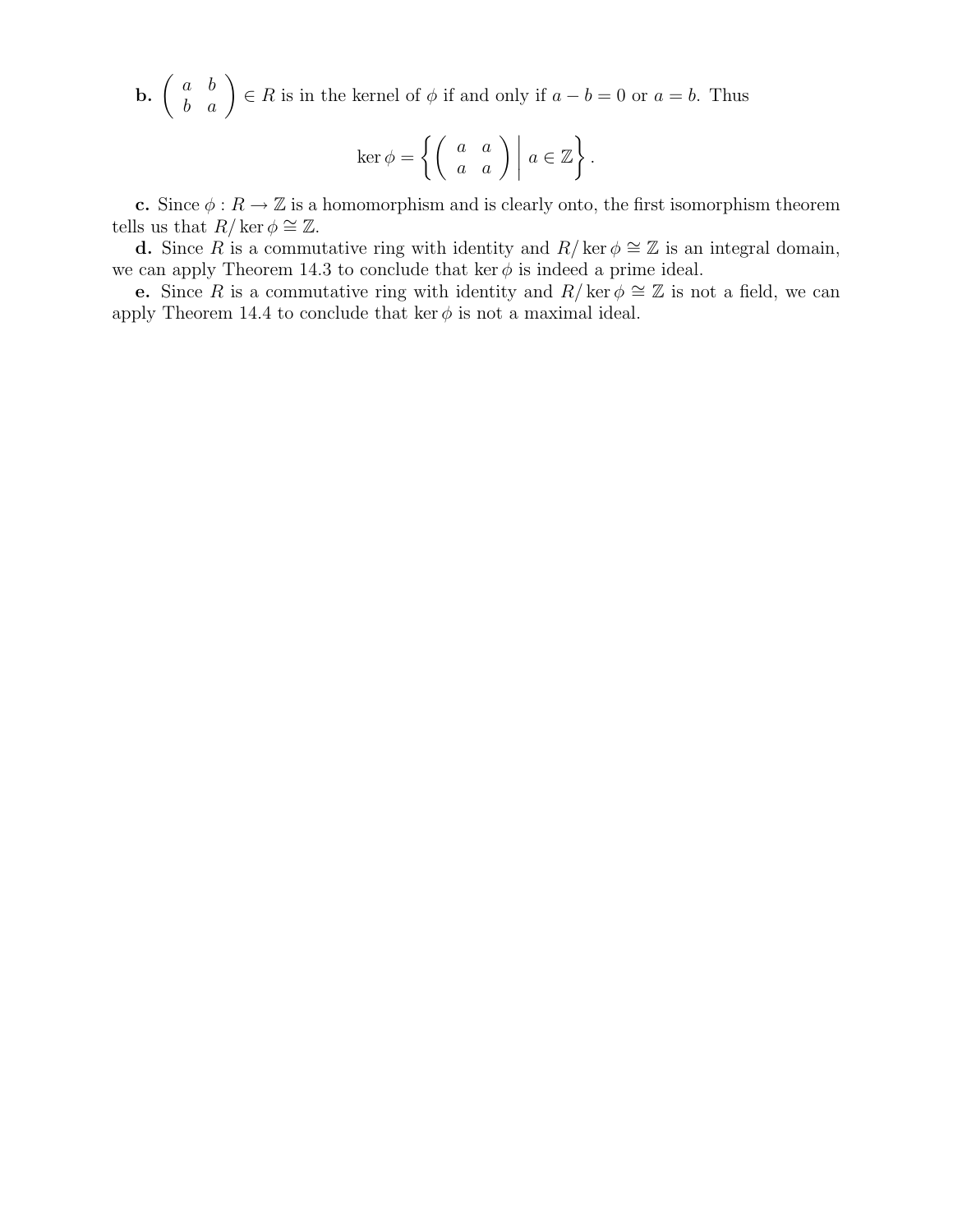**b.** $\begin{pmatrix} a & b \\ b & a \end{pmatrix} \in R$ is in the kernel of $\phi$ if and only if $a - b = 0$ or $a = b$. Thus

$$\ker \phi = \left\{ \begin{pmatrix} a & a \\ a & a \end{pmatrix} \,\middle|\, a \in \mathbb{Z} \right\}.$$

**c.** Since $\phi : R \to \mathbb{Z}$ is a homomorphism and is clearly onto, the first isomorphism theorem tells us that $R/\ker \phi \cong \mathbb{Z}$.

**d.** Since $R$ is a commutative ring with identity and $R/\ker \phi \cong \mathbb{Z}$ is an integral domain, we can apply Theorem 14.3 to conclude that $\ker \phi$ is indeed a prime ideal.

**e.** Since $R$ is a commutative ring with identity and $R/\ker \phi \cong \mathbb{Z}$ is not a field, we can apply Theorem 14.4 to conclude that $\ker \phi$ is not a maximal ideal.